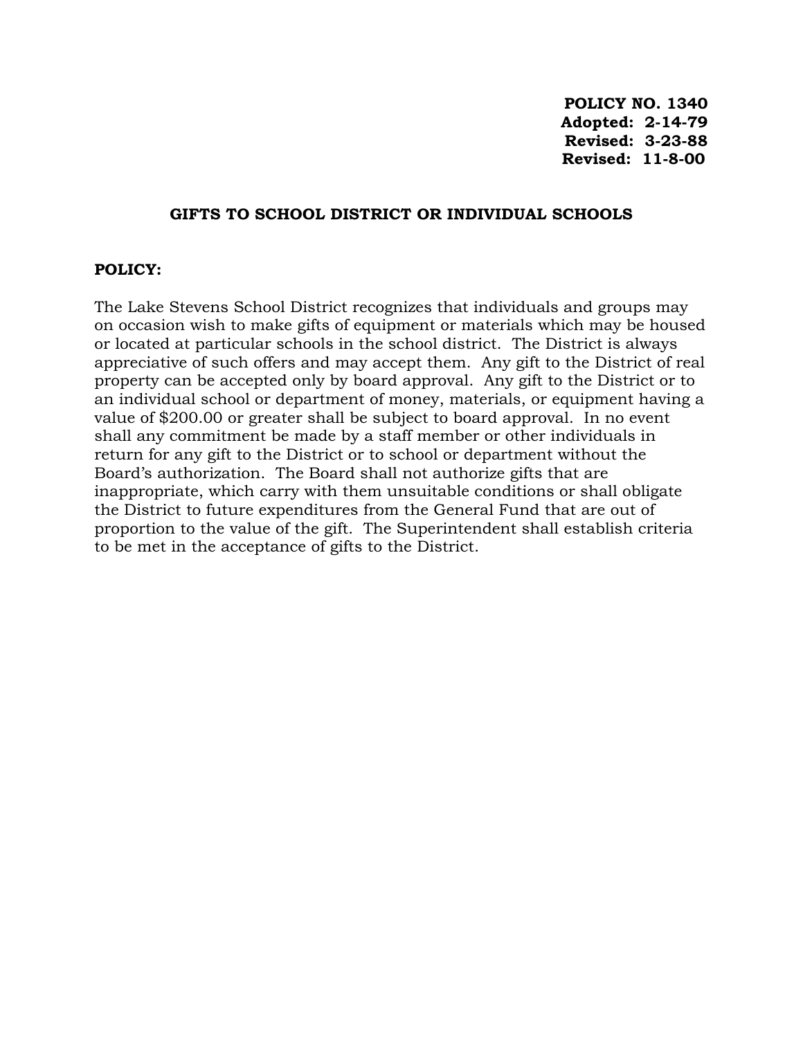**POLICY NO. 1340**
**Adopted: 2-14-79**
**Revised: 3-23-88**
**Revised: 11-8-00**

# GIFTS TO SCHOOL DISTRICT OR INDIVIDUAL SCHOOLS

**POLICY:**

The Lake Stevens School District recognizes that individuals and groups may on occasion wish to make gifts of equipment or materials which may be housed or located at particular schools in the school district. The District is always appreciative of such offers and may accept them. Any gift to the District of real property can be accepted only by board approval. Any gift to the District or to an individual school or department of money, materials, or equipment having a value of $200.00 or greater shall be subject to board approval. In no event shall any commitment be made by a staff member or other individuals in return for any gift to the District or to school or department without the Board's authorization. The Board shall not authorize gifts that are inappropriate, which carry with them unsuitable conditions or shall obligate the District to future expenditures from the General Fund that are out of proportion to the value of the gift. The Superintendent shall establish criteria to be met in the acceptance of gifts to the District.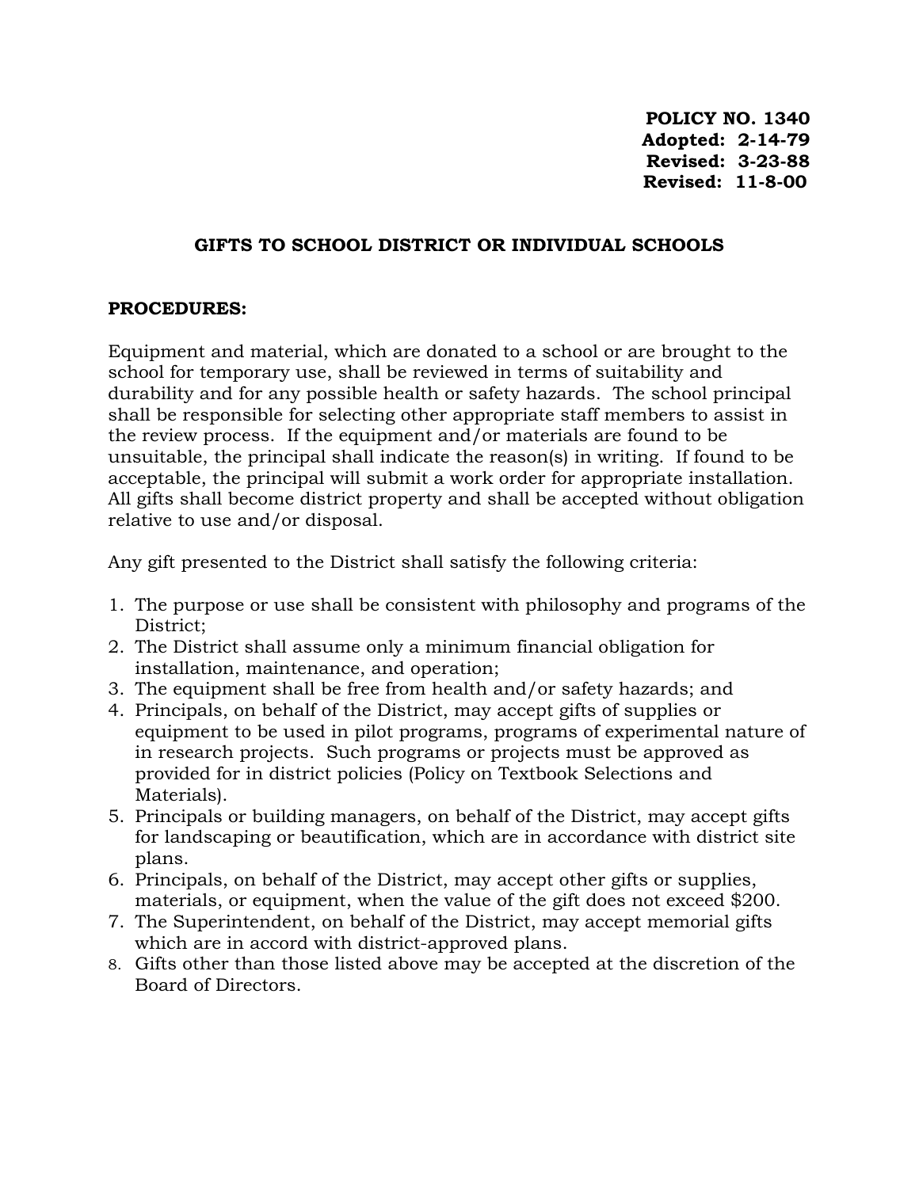**POLICY NO. 1340**
**Adopted: 2-14-79**
**Revised: 3-23-88**
**Revised: 11-8-00**

## GIFTS TO SCHOOL DISTRICT OR INDIVIDUAL SCHOOLS

**PROCEDURES:**

Equipment and material, which are donated to a school or are brought to the school for temporary use, shall be reviewed in terms of suitability and durability and for any possible health or safety hazards. The school principal shall be responsible for selecting other appropriate staff members to assist in the review process. If the equipment and/or materials are found to be unsuitable, the principal shall indicate the reason(s) in writing. If found to be acceptable, the principal will submit a work order for appropriate installation. All gifts shall become district property and shall be accepted without obligation relative to use and/or disposal.

Any gift presented to the District shall satisfy the following criteria:

1. The purpose or use shall be consistent with philosophy and programs of the District;
2. The District shall assume only a minimum financial obligation for installation, maintenance, and operation;
3. The equipment shall be free from health and/or safety hazards; and
4. Principals, on behalf of the District, may accept gifts of supplies or equipment to be used in pilot programs, programs of experimental nature of in research projects. Such programs or projects must be approved as provided for in district policies (Policy on Textbook Selections and Materials).
5. Principals or building managers, on behalf of the District, may accept gifts for landscaping or beautification, which are in accordance with district site plans.
6. Principals, on behalf of the District, may accept other gifts or supplies, materials, or equipment, when the value of the gift does not exceed $200.
7. The Superintendent, on behalf of the District, may accept memorial gifts which are in accord with district-approved plans.
8. Gifts other than those listed above may be accepted at the discretion of the Board of Directors.